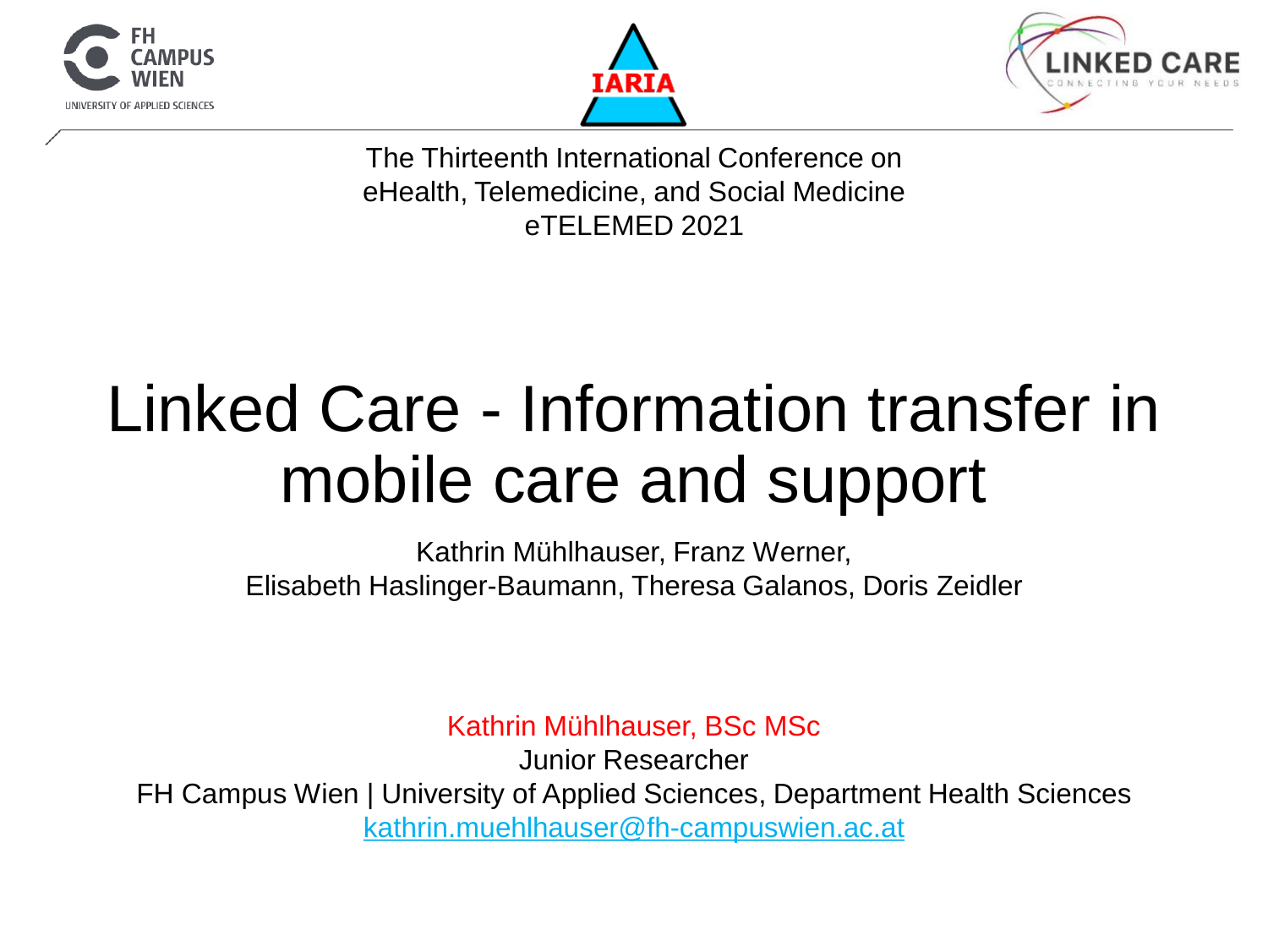The Thirteenth International Conference on
eHealth, Telemedicine, and Social Medicine
eTELEMED 2021

# Linked Care - Information transfer in mobile care and support

Kathrin Mühlhauser, Franz Werner,
Elisabeth Haslinger-Baumann, Theresa Galanos, Doris Zeidler

Kathrin Mühlhauser, BSc MSc
Junior Researcher
FH Campus Wien | University of Applied Sciences, Department Health Sciences
kathrin.muehlhauser@fh-campuswien.ac.at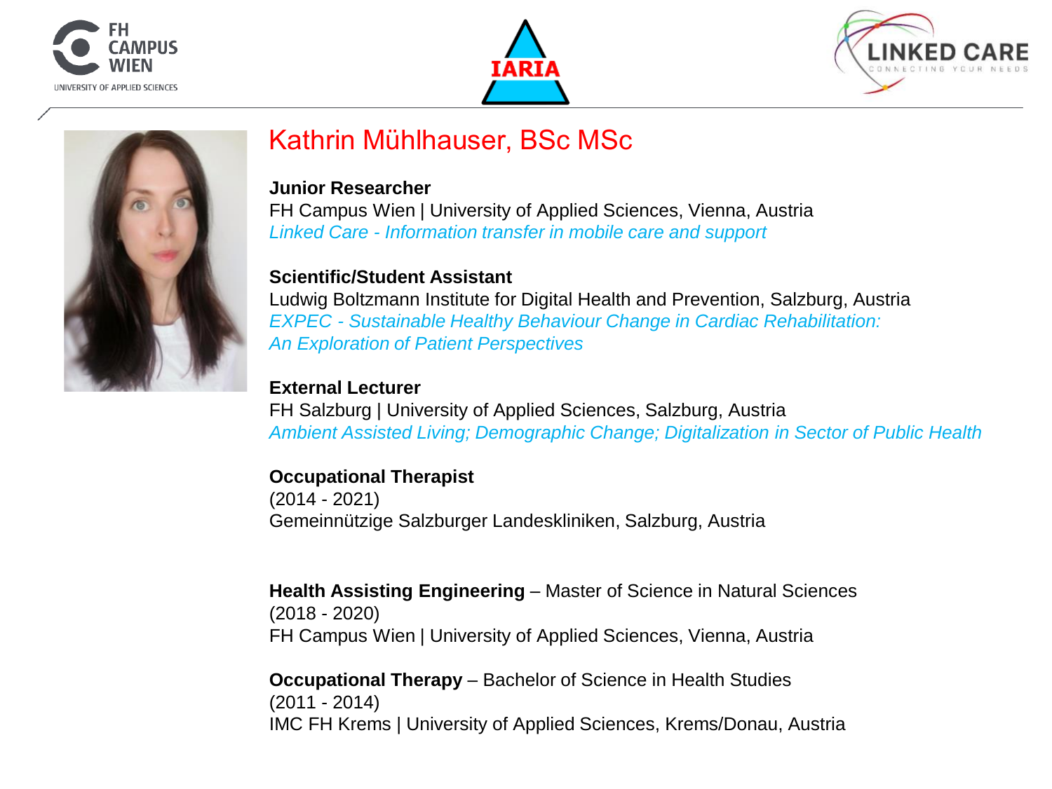# Kathrin Mühlhauser, BSc MSc

**Junior Researcher**
FH Campus Wien | University of Applied Sciences, Vienna, Austria
*Linked Care - Information transfer in mobile care and support*

**Scientific/Student Assistant**
Ludwig Boltzmann Institute for Digital Health and Prevention, Salzburg, Austria
*EXPEC - Sustainable Healthy Behaviour Change in Cardiac Rehabilitation: An Exploration of Patient Perspectives*

**External Lecturer**
FH Salzburg | University of Applied Sciences, Salzburg, Austria
*Ambient Assisted Living; Demographic Change; Digitalization in Sector of Public Health*

**Occupational Therapist**
(2014 - 2021)
Gemeinnützige Salzburger Landeskliniken, Salzburg, Austria

**Health Assisting Engineering** – Master of Science in Natural Sciences
(2018 - 2020)
FH Campus Wien | University of Applied Sciences, Vienna, Austria

**Occupational Therapy** – Bachelor of Science in Health Studies
(2011 - 2014)
IMC FH Krems | University of Applied Sciences, Krems/Donau, Austria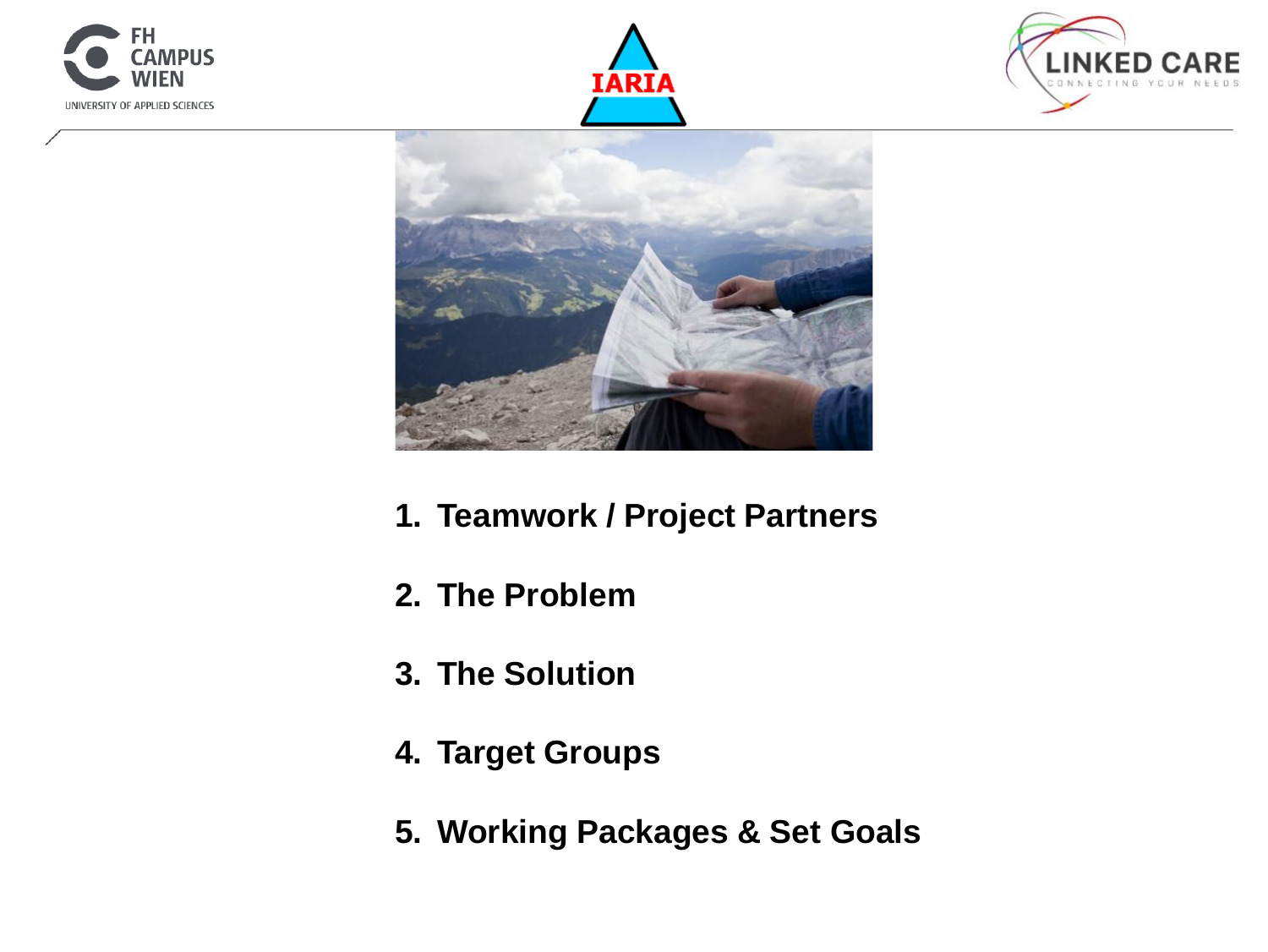1. **Teamwork / Project Partners**

2. **The Problem**

3. **The Solution**

4. **Target Groups**

5. **Working Packages & Set Goals**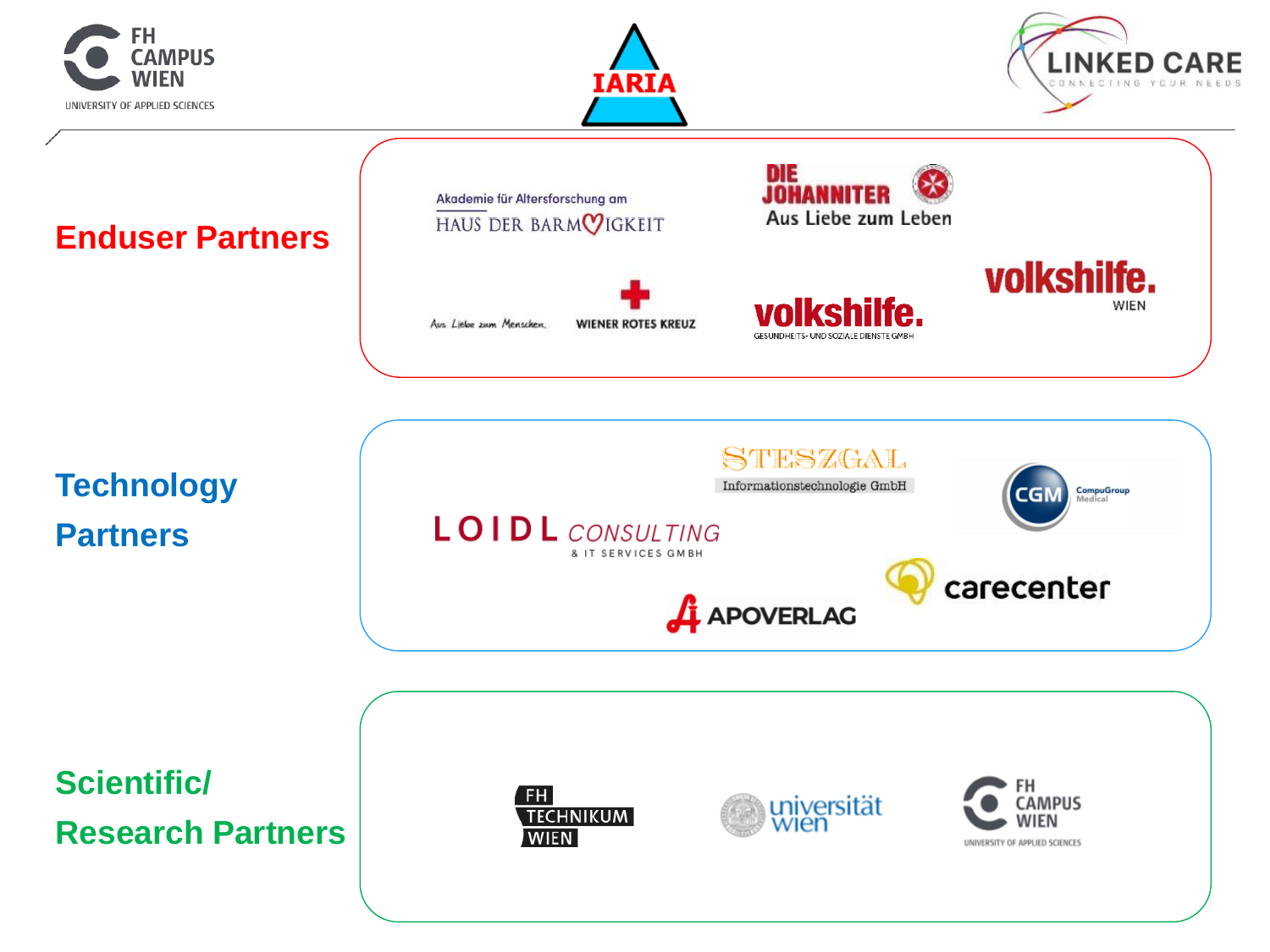**Enduser Partners**

Akademie für Altersforschung am HAUS DER BARMHERZIGKEIT

DIE JOHANNITER Aus Liebe zum Leben

Aus Liebe zum Menschen. WIENER ROTES KREUZ

volkshilfe. GESUNDHEITS- UND SOZIALE DIENSTE GMBH

volkshilfe. WIEN

**Technology Partners**

STESZGAL Informationstechnologie GmbH

CGM CompuGroup Medical

LOIDL CONSULTING & IT SERVICES GMBH

carecenter

APOVERLAG

**Scientific/ Research Partners**

FH TECHNIKUM WIEN

universität wien

FH CAMPUS WIEN UNIVERSITY OF APPLIED SCIENCES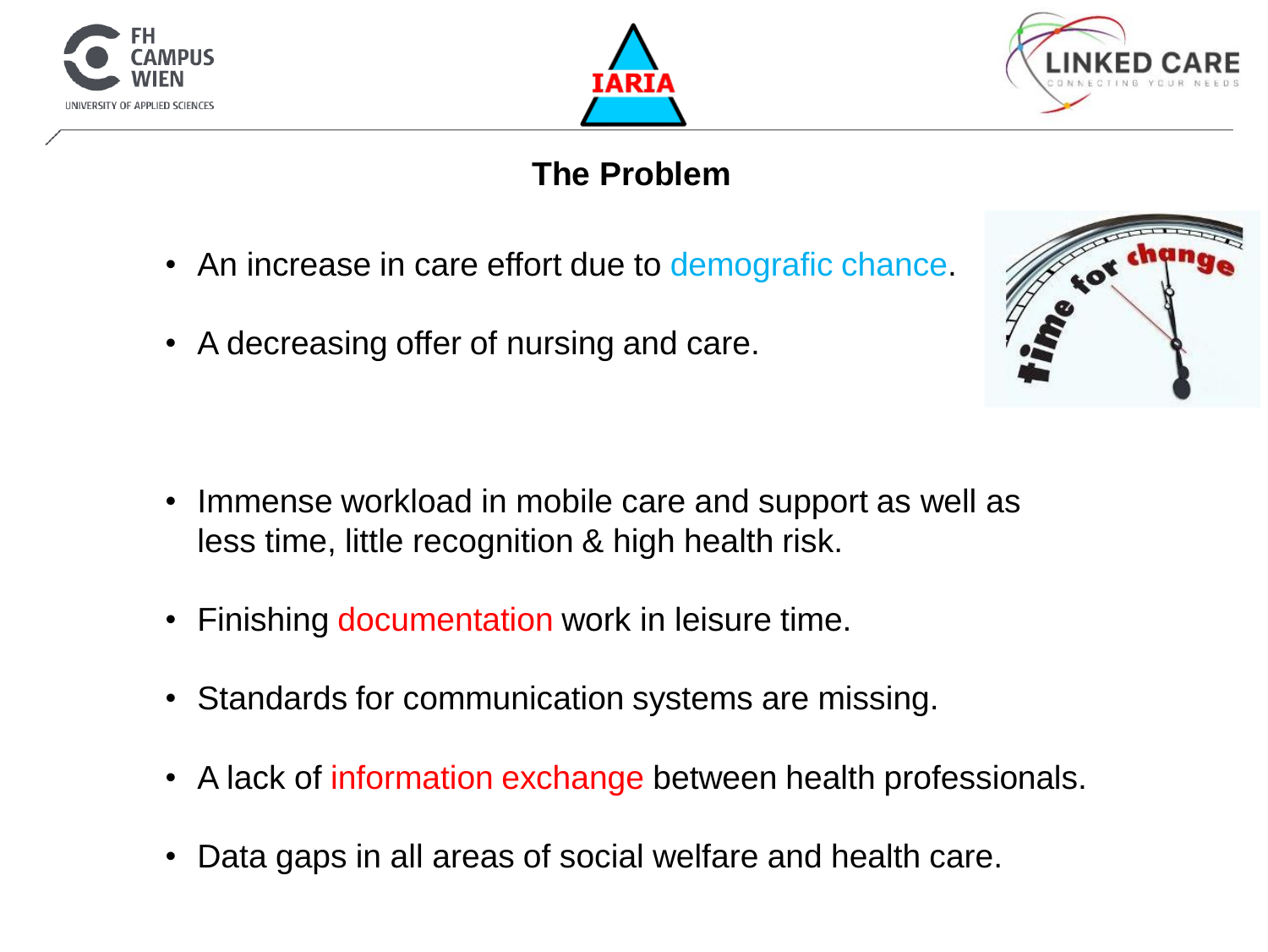## The Problem

- An increase in care effort due to demografic chance.
- A decreasing offer of nursing and care.
- Immense workload in mobile care and support as well as less time, little recognition & high health risk.
- Finishing documentation work in leisure time.
- Standards for communication systems are missing.
- A lack of information exchange between health professionals.
- Data gaps in all areas of social welfare and health care.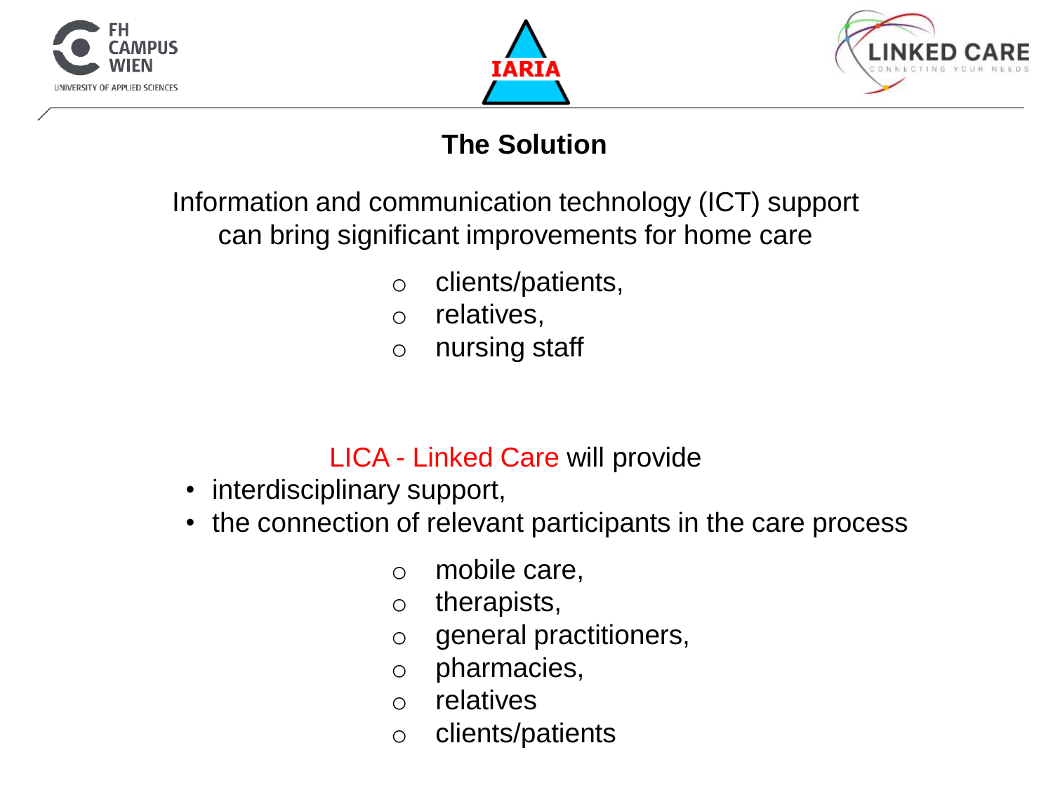## The Solution

Information and communication technology (ICT) support can bring significant improvements for home care

- clients/patients,
- relatives,
- nursing staff

LICA - Linked Care will provide

- interdisciplinary support,
- the connection of relevant participants in the care process
  - mobile care,
  - therapists,
  - general practitioners,
  - pharmacies,
  - relatives
  - clients/patients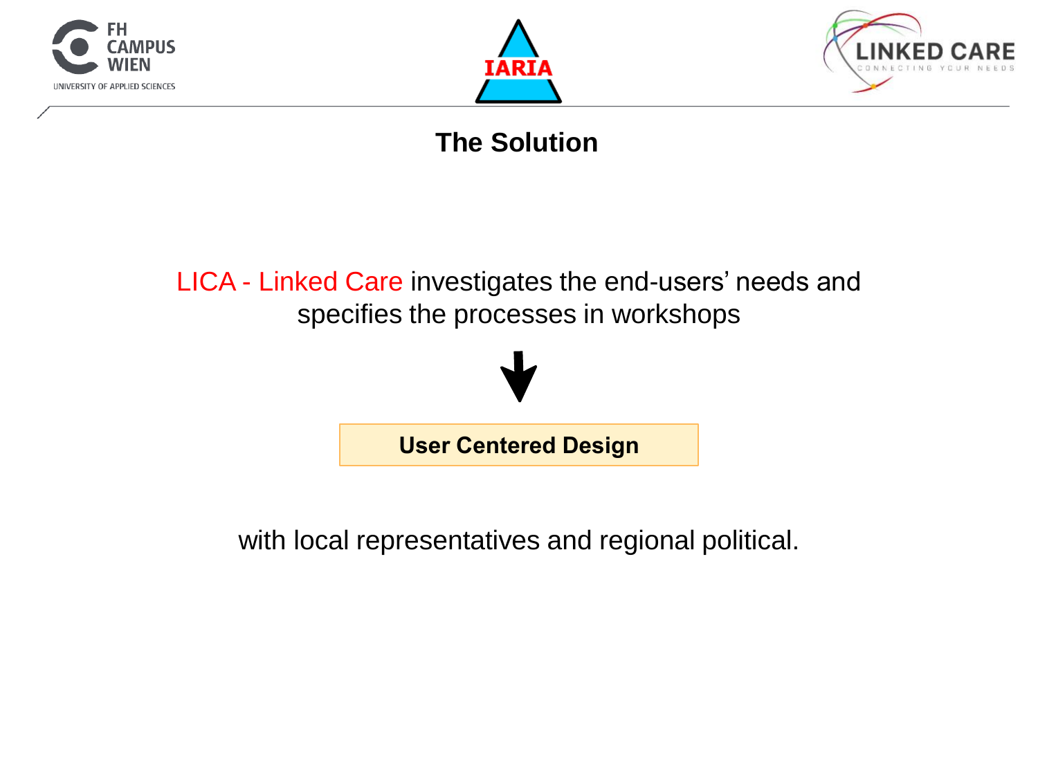# The Solution

LICA - Linked Care investigates the end-users' needs and specifies the processes in workshops

↓

**User Centered Design**

with local representatives and regional political.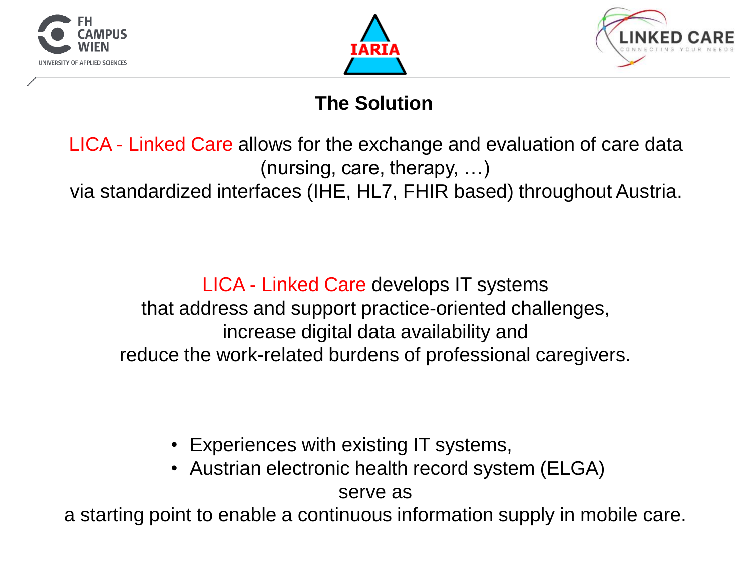## The Solution

LICA - Linked Care allows for the exchange and evaluation of care data (nursing, care, therapy, …) via standardized interfaces (IHE, HL7, FHIR based) throughout Austria.

LICA - Linked Care develops IT systems that address and support practice-oriented challenges, increase digital data availability and reduce the work-related burdens of professional caregivers.

- Experiences with existing IT systems,
- Austrian electronic health record system (ELGA)

serve as a starting point to enable a continuous information supply in mobile care.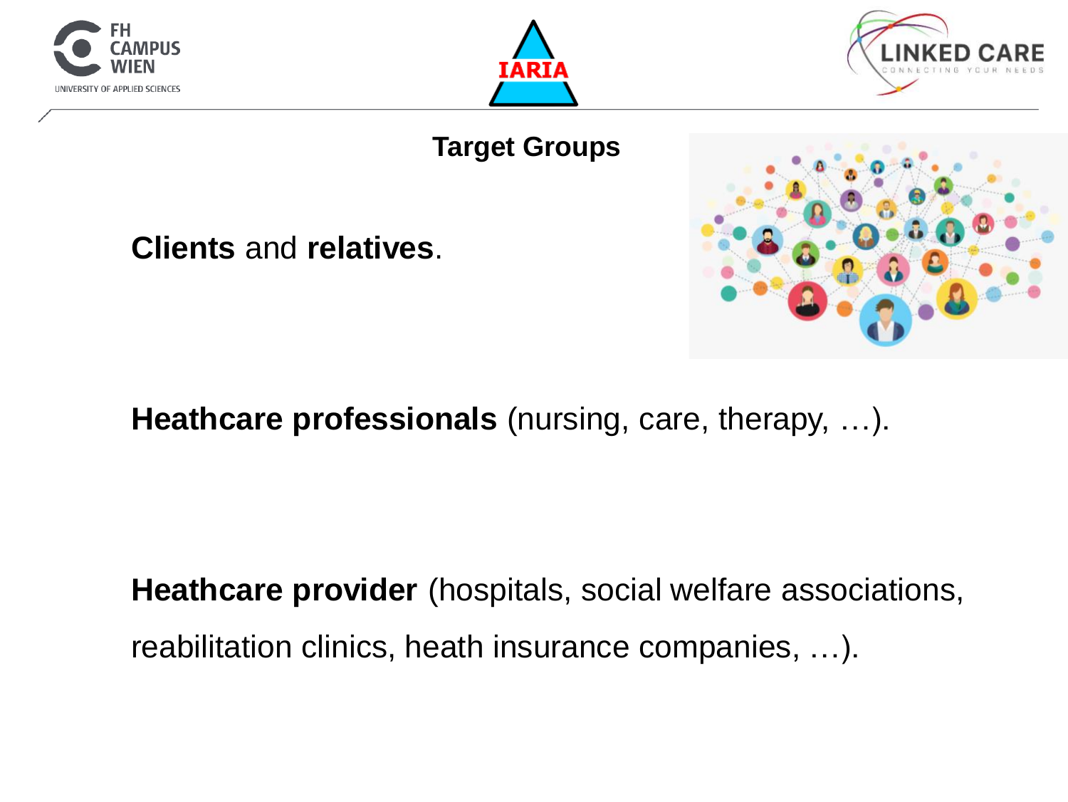# Target Groups

**Clients** and **relatives**.

**Heathcare professionals** (nursing, care, therapy, …).

**Heathcare provider** (hospitals, social welfare associations, reabilitation clinics, heath insurance companies, …).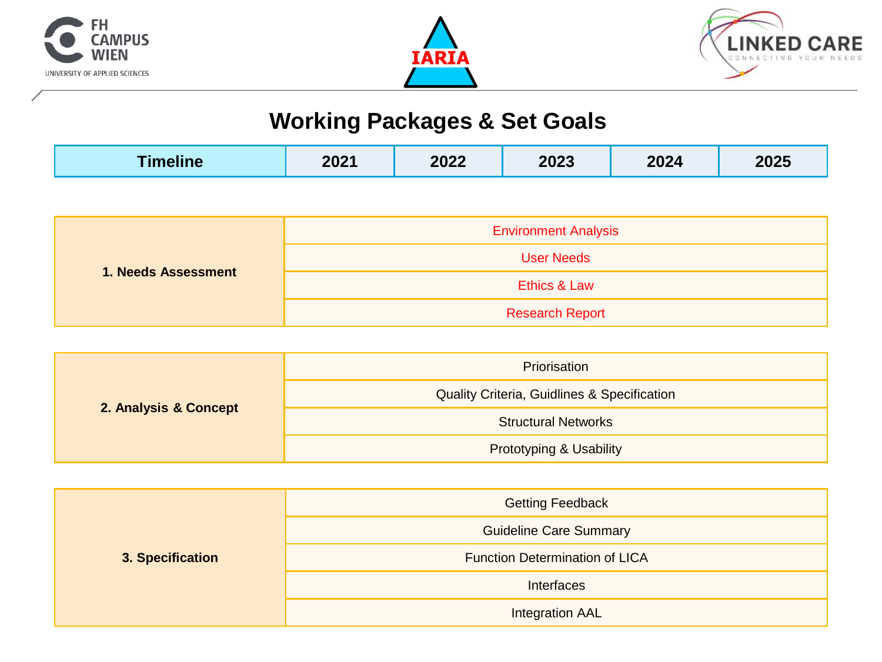## Working Packages & Set Goals

| Timeline | 2021 | 2022 | 2023 | 2024 | 2025 |
|---|---|---|---|---|---|

| Working Package | Goals |
|---|---|
| 1. Needs Assessment | Environment Analysis |
| | User Needs |
| | Ethics & Law |
| | Research Report |
| 2. Analysis & Concept | Priorisation |
| | Quality Criteria, Guidlines & Specification |
| | Structural Networks |
| | Prototyping & Usability |
| 3. Specification | Getting Feedback |
| | Guideline Care Summary |
| | Function Determination of LICA |
| | Interfaces |
| | Integration AAL |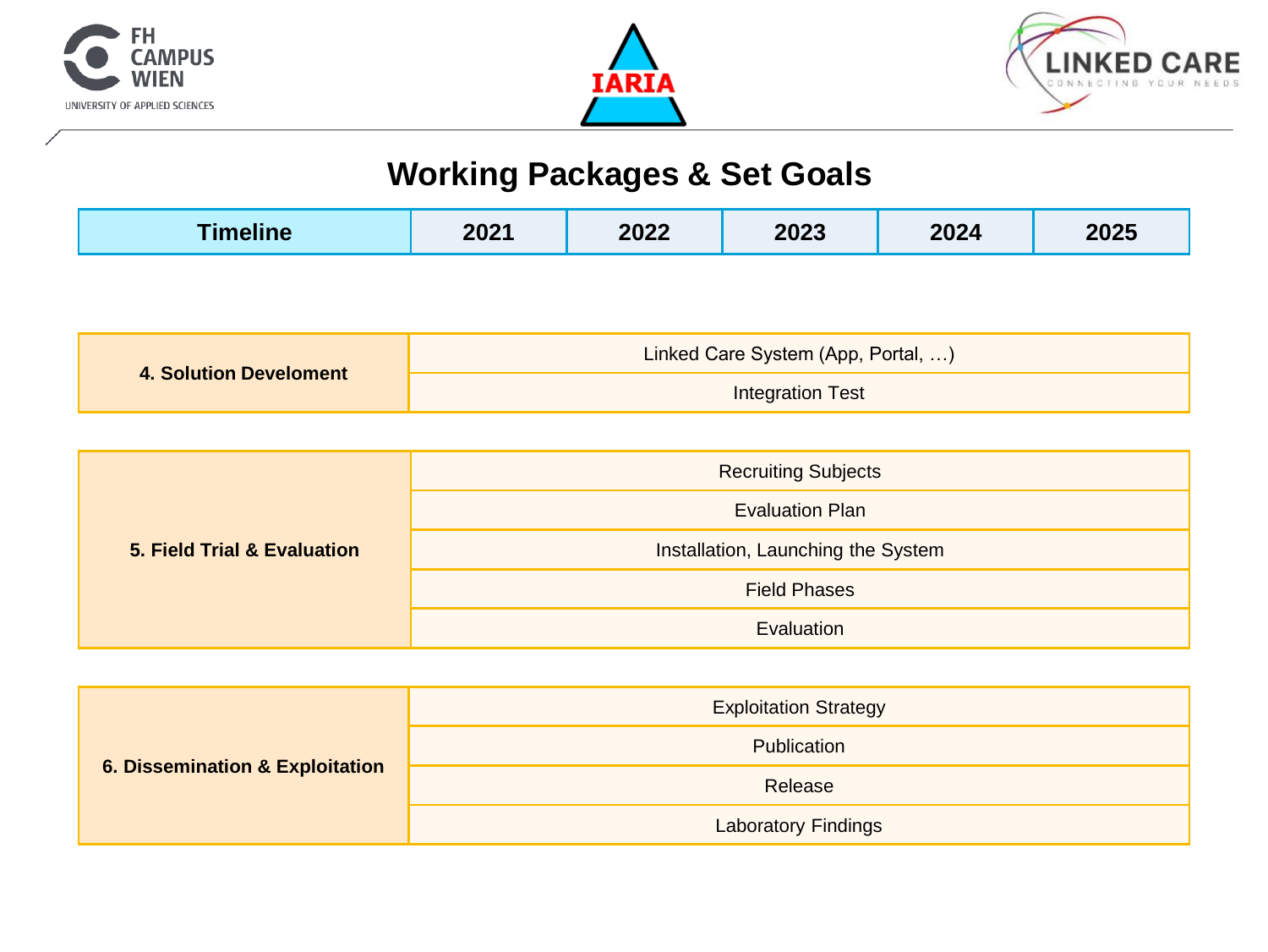# Working Packages & Set Goals

| Timeline | 2021 | 2022 | 2023 | 2024 | 2025 |
|---|---|---|---|---|---|

| Working Package | Goals |
|---|---|
| 4. Solution Develoment | Linked Care System (App, Portal, …) |
| | Integration Test |
| 5. Field Trial & Evaluation | Recruiting Subjects |
| | Evaluation Plan |
| | Installation, Launching the System |
| | Field Phases |
| | Evaluation |
| 6. Dissemination & Exploitation | Exploitation Strategy |
| | Publication |
| | Release |
| | Laboratory Findings |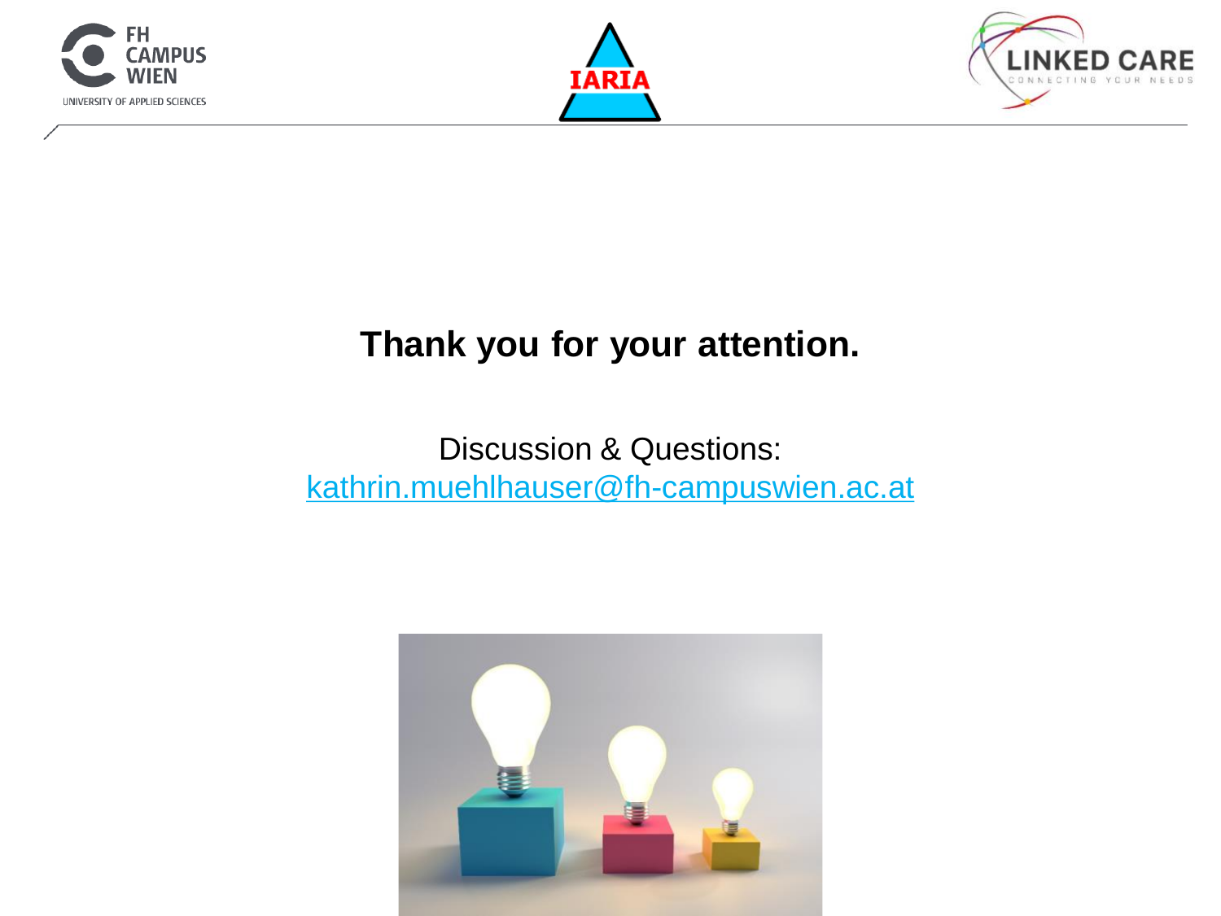**Thank you for your attention.**

Discussion & Questions:
kathrin.muehlhauser@fh-campuswien.ac.at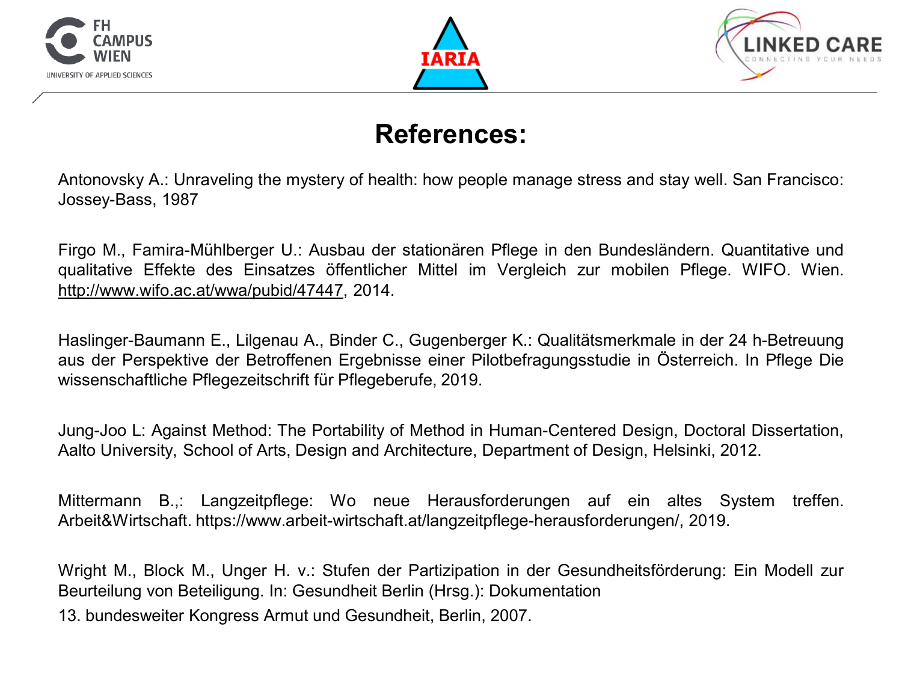# References:

Antonovsky A.: Unraveling the mystery of health: how people manage stress and stay well. San Francisco: Jossey-Bass, 1987

Firgo M., Famira-Mühlberger U.: Ausbau der stationären Pflege in den Bundesländern. Quantitative und qualitative Effekte des Einsatzes öffentlicher Mittel im Vergleich zur mobilen Pflege. WIFO. Wien. http://www.wifo.ac.at/wwa/pubid/47447, 2014.

Haslinger-Baumann E., Lilgenau A., Binder C., Gugenberger K.: Qualitätsmerkmale in der 24 h-Betreuung aus der Perspektive der Betroffenen Ergebnisse einer Pilotbefragungsstudie in Österreich. In Pflege Die wissenschaftliche Pflegezeitschrift für Pflegeberufe, 2019.

Jung-Joo L: Against Method: The Portability of Method in Human-Centered Design, Doctoral Dissertation, Aalto University, School of Arts, Design and Architecture, Department of Design, Helsinki, 2012.

Mittermann B.,: Langzeitpflege: Wo neue Herausforderungen auf ein altes System treffen. Arbeit&Wirtschaft. https://www.arbeit-wirtschaft.at/langzeitpflege-herausforderungen/, 2019.

Wright M., Block M., Unger H. v.: Stufen der Partizipation in der Gesundheitsförderung: Ein Modell zur Beurteilung von Beteiligung. In: Gesundheit Berlin (Hrsg.): Dokumentation
13. bundesweiter Kongress Armut und Gesundheit, Berlin, 2007.